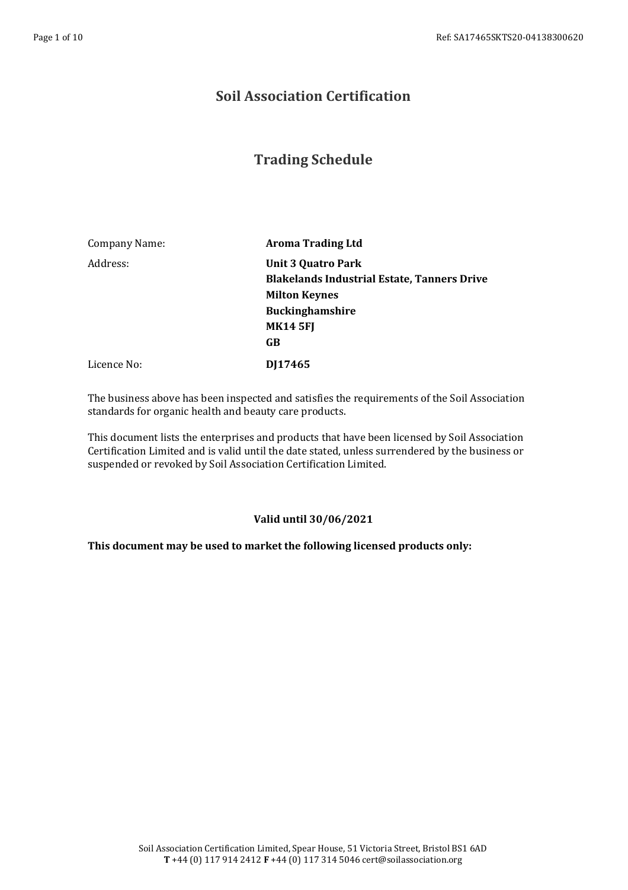# Soil Association Certification

## Trading Schedule

| | |
|---|---|
| Company Name: | **Aroma Trading Ltd** |
| Address: | **Unit 3 Quatro Park**<br>**Blakelands Industrial Estate, Tanners Drive**<br>**Milton Keynes**<br>**Buckinghamshire**<br>**MK14 5FJ**<br>**GB** |
| Licence No: | **DJ17465** |

The business above has been inspected and satisfies the requirements of the Soil Association standards for organic health and beauty care products.

This document lists the enterprises and products that have been licensed by Soil Association Certification Limited and is valid until the date stated, unless surrendered by the business or suspended or revoked by Soil Association Certification Limited.

**Valid until 30/06/2021**

**This document may be used to market the following licensed products only:**

Soil Association Certification Limited, Spear House, 51 Victoria Street, Bristol BS1 6AD
**T** +44 (0) 117 914 2412 **F** +44 (0) 117 314 5046 cert@soilassociation.org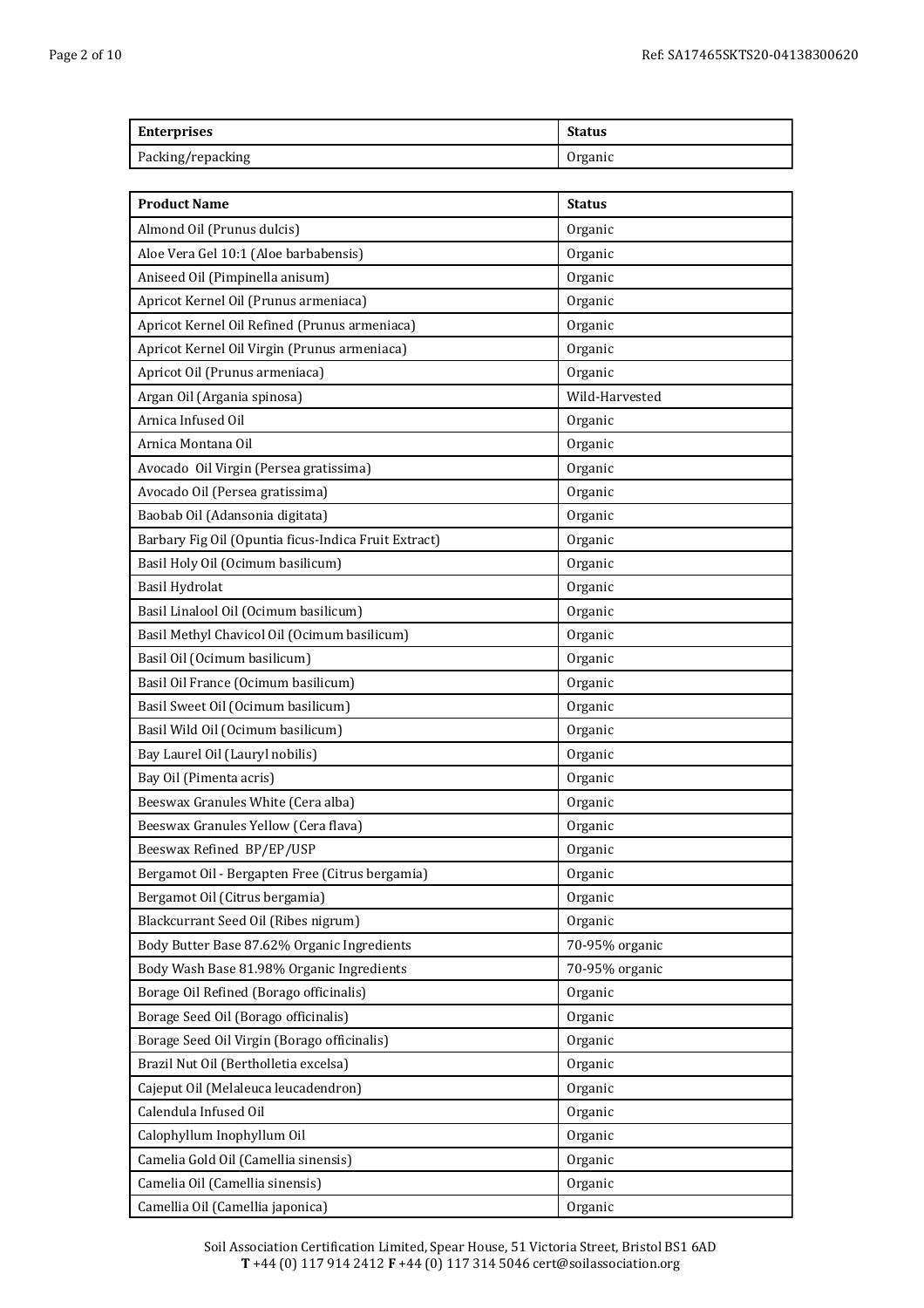| Enterprises | Status |
| --- | --- |
| Packing/repacking | Organic |

| Product Name | Status |
| --- | --- |
| Almond Oil (Prunus dulcis) | Organic |
| Aloe Vera Gel 10:1 (Aloe barbabensis) | Organic |
| Aniseed Oil (Pimpinella anisum) | Organic |
| Apricot Kernel Oil (Prunus armeniaca) | Organic |
| Apricot Kernel Oil Refined (Prunus armeniaca) | Organic |
| Apricot Kernel Oil Virgin (Prunus armeniaca) | Organic |
| Apricot Oil (Prunus armeniaca) | Organic |
| Argan Oil (Argania spinosa) | Wild-Harvested |
| Arnica Infused Oil | Organic |
| Arnica Montana Oil | Organic |
| Avocado Oil Virgin (Persea gratissima) | Organic |
| Avocado Oil (Persea gratissima) | Organic |
| Baobab Oil (Adansonia digitata) | Organic |
| Barbary Fig Oil (Opuntia ficus-Indica Fruit Extract) | Organic |
| Basil Holy Oil (Ocimum basilicum) | Organic |
| Basil Hydrolat | Organic |
| Basil Linalool Oil (Ocimum basilicum) | Organic |
| Basil Methyl Chavicol Oil (Ocimum basilicum) | Organic |
| Basil Oil (Ocimum basilicum) | Organic |
| Basil Oil France (Ocimum basilicum) | Organic |
| Basil Sweet Oil (Ocimum basilicum) | Organic |
| Basil Wild Oil (Ocimum basilicum) | Organic |
| Bay Laurel Oil (Lauryl nobilis) | Organic |
| Bay Oil (Pimenta acris) | Organic |
| Beeswax Granules White (Cera alba) | Organic |
| Beeswax Granules Yellow (Cera flava) | Organic |
| Beeswax Refined BP/EP/USP | Organic |
| Bergamot Oil - Bergapten Free (Citrus bergamia) | Organic |
| Bergamot Oil (Citrus bergamia) | Organic |
| Blackcurrant Seed Oil (Ribes nigrum) | Organic |
| Body Butter Base 87.62% Organic Ingredients | 70-95% organic |
| Body Wash Base 81.98% Organic Ingredients | 70-95% organic |
| Borage Oil Refined (Borago officinalis) | Organic |
| Borage Seed Oil (Borago officinalis) | Organic |
| Borage Seed Oil Virgin (Borago officinalis) | Organic |
| Brazil Nut Oil (Bertholletia excelsa) | Organic |
| Cajeput Oil (Melaleuca leucadendron) | Organic |
| Calendula Infused Oil | Organic |
| Calophyllum Inophyllum Oil | Organic |
| Camelia Gold Oil (Camellia sinensis) | Organic |
| Camelia Oil (Camellia sinensis) | Organic |
| Camellia Oil (Camellia japonica) | Organic |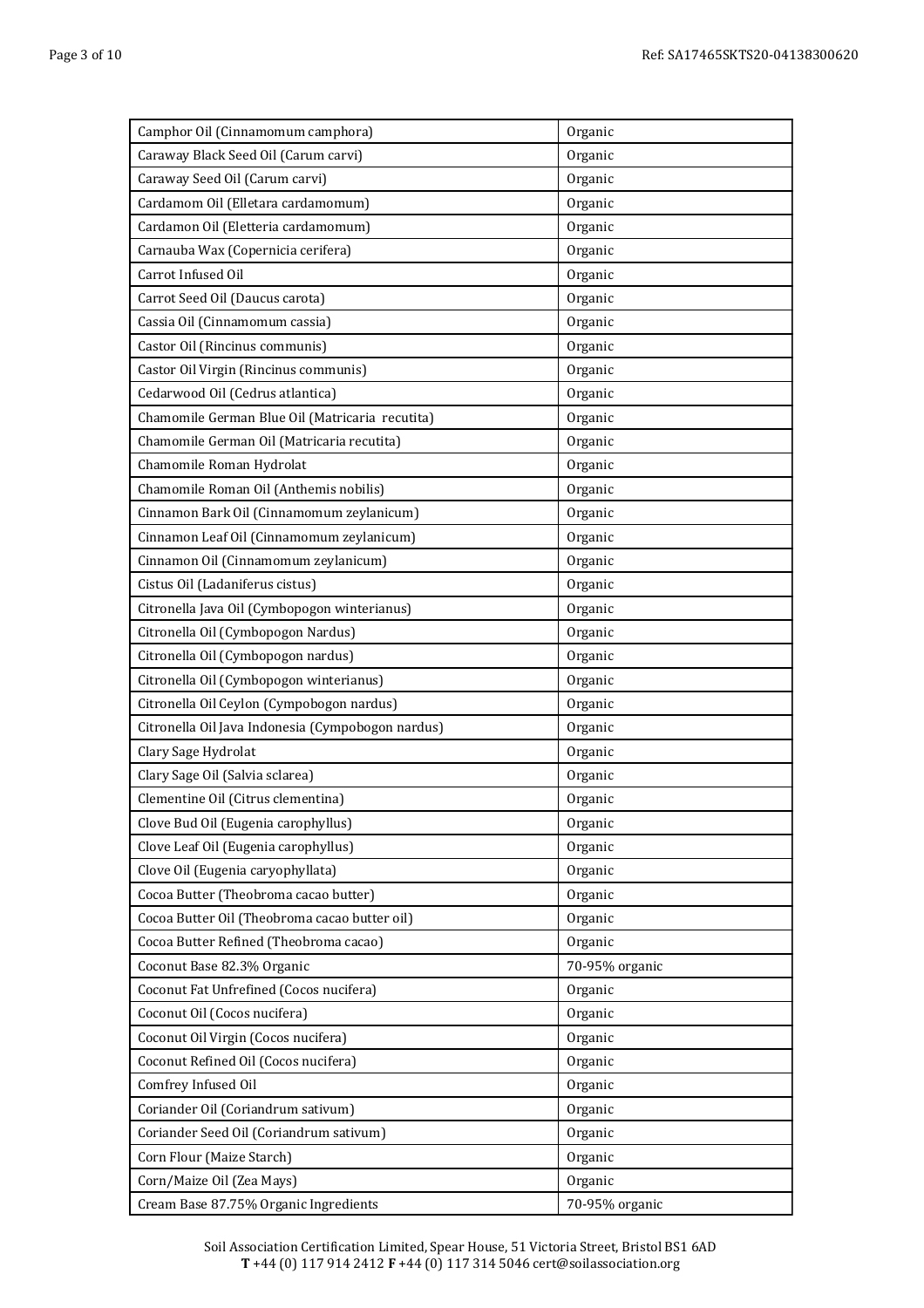| Camphor Oil (Cinnamomum camphora) | Organic |
| --- | --- |
| Caraway Black Seed Oil (Carum carvi) | Organic |
| Caraway Seed Oil (Carum carvi) | Organic |
| Cardamom Oil (Elletara cardamomum) | Organic |
| Cardamon Oil (Eletteria cardamomum) | Organic |
| Carnauba Wax (Copernicia cerifera) | Organic |
| Carrot Infused Oil | Organic |
| Carrot Seed Oil (Daucus carota) | Organic |
| Cassia Oil (Cinnamomum cassia) | Organic |
| Castor Oil (Rincinus communis) | Organic |
| Castor Oil Virgin (Rincinus communis) | Organic |
| Cedarwood Oil (Cedrus atlantica) | Organic |
| Chamomile German Blue Oil (Matricaria recutita) | Organic |
| Chamomile German Oil (Matricaria recutita) | Organic |
| Chamomile Roman Hydrolat | Organic |
| Chamomile Roman Oil (Anthemis nobilis) | Organic |
| Cinnamon Bark Oil (Cinnamomum zeylanicum) | Organic |
| Cinnamon Leaf Oil (Cinnamomum zeylanicum) | Organic |
| Cinnamon Oil (Cinnamomum zeylanicum) | Organic |
| Cistus Oil (Ladaniferus cistus) | Organic |
| Citronella Java Oil (Cymbopogon winterianus) | Organic |
| Citronella Oil (Cymbopogon Nardus) | Organic |
| Citronella Oil (Cymbopogon nardus) | Organic |
| Citronella Oil (Cymbopogon winterianus) | Organic |
| Citronella Oil Ceylon (Cympobogon nardus) | Organic |
| Citronella Oil Java Indonesia (Cympobogon nardus) | Organic |
| Clary Sage Hydrolat | Organic |
| Clary Sage Oil (Salvia sclarea) | Organic |
| Clementine Oil (Citrus clementina) | Organic |
| Clove Bud Oil (Eugenia carophyllus) | Organic |
| Clove Leaf Oil (Eugenia carophyllus) | Organic |
| Clove Oil (Eugenia caryophyllata) | Organic |
| Cocoa Butter (Theobroma cacao butter) | Organic |
| Cocoa Butter Oil (Theobroma cacao butter oil) | Organic |
| Cocoa Butter Refined (Theobroma cacao) | Organic |
| Coconut Base 82.3% Organic | 70-95% organic |
| Coconut Fat Unfrefined (Cocos nucifera) | Organic |
| Coconut Oil (Cocos nucifera) | Organic |
| Coconut Oil Virgin (Cocos nucifera) | Organic |
| Coconut Refined Oil (Cocos nucifera) | Organic |
| Comfrey Infused Oil | Organic |
| Coriander Oil (Coriandrum sativum) | Organic |
| Coriander Seed Oil (Coriandrum sativum) | Organic |
| Corn Flour (Maize Starch) | Organic |
| Corn/Maize Oil (Zea Mays) | Organic |
| Cream Base 87.75% Organic Ingredients | 70-95% organic |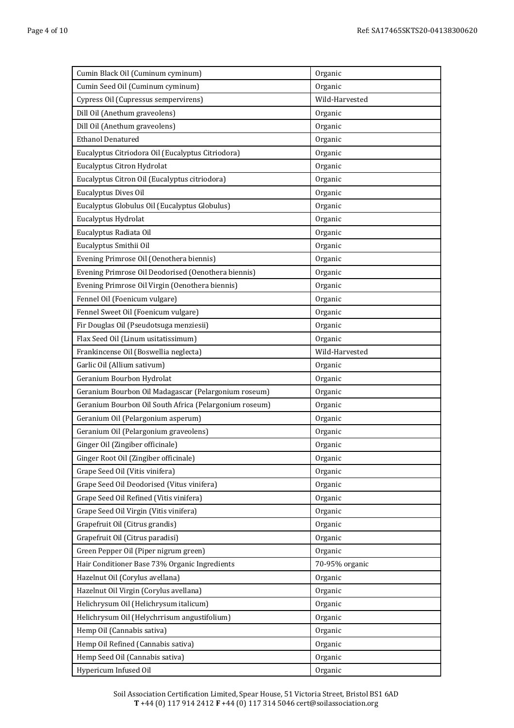| | |
|---|---|
| Cumin Black Oil (Cuminum cyminum) | Organic |
| Cumin Seed Oil (Cuminum cyminum) | Organic |
| Cypress Oil (Cupressus sempervirens) | Wild-Harvested |
| Dill Oil (Anethum graveolens) | Organic |
| Dill Oil (Anethum graveolens) | Organic |
| Ethanol Denatured | Organic |
| Eucalyptus Citriodora Oil (Eucalyptus Citriodora) | Organic |
| Eucalyptus Citron Hydrolat | Organic |
| Eucalyptus Citron Oil (Eucalyptus citriodora) | Organic |
| Eucalyptus Dives Oil | Organic |
| Eucalyptus Globulus Oil (Eucalyptus Globulus) | Organic |
| Eucalyptus Hydrolat | Organic |
| Eucalyptus Radiata Oil | Organic |
| Eucalyptus Smithii Oil | Organic |
| Evening Primrose Oil (Oenothera biennis) | Organic |
| Evening Primrose Oil Deodorised (Oenothera biennis) | Organic |
| Evening Primrose Oil Virgin (Oenothera biennis) | Organic |
| Fennel Oil (Foenicum vulgare) | Organic |
| Fennel Sweet Oil (Foenicum vulgare) | Organic |
| Fir Douglas Oil (Pseudotsuga menziesii) | Organic |
| Flax Seed Oil (Linum usitatissimum) | Organic |
| Frankincense Oil (Boswellia neglecta) | Wild-Harvested |
| Garlic Oil (Allium sativum) | Organic |
| Geranium Bourbon Hydrolat | Organic |
| Geranium Bourbon Oil Madagascar (Pelargonium roseum) | Organic |
| Geranium Bourbon Oil South Africa (Pelargonium roseum) | Organic |
| Geranium Oil (Pelargonium asperum) | Organic |
| Geranium Oil (Pelargonium graveolens) | Organic |
| Ginger Oil (Zingiber officinale) | Organic |
| Ginger Root Oil (Zingiber officinale) | Organic |
| Grape Seed Oil (Vitis vinifera) | Organic |
| Grape Seed Oil Deodorised (Vitus vinifera) | Organic |
| Grape Seed Oil Refined (Vitis vinifera) | Organic |
| Grape Seed Oil Virgin (Vitis vinifera) | Organic |
| Grapefruit Oil (Citrus grandis) | Organic |
| Grapefruit Oil (Citrus paradisi) | Organic |
| Green Pepper Oil (Piper nigrum green) | Organic |
| Hair Conditioner Base 73% Organic Ingredients | 70-95% organic |
| Hazelnut Oil (Corylus avellana) | Organic |
| Hazelnut Oil Virgin (Corylus avellana) | Organic |
| Helichrysum Oil (Helichrysum italicum) | Organic |
| Helichrysum Oil (Helychrrisum angustifolium) | Organic |
| Hemp Oil (Cannabis sativa) | Organic |
| Hemp Oil Refined (Cannabis sativa) | Organic |
| Hemp Seed Oil (Cannabis sativa) | Organic |
| Hypericum Infused Oil | Organic |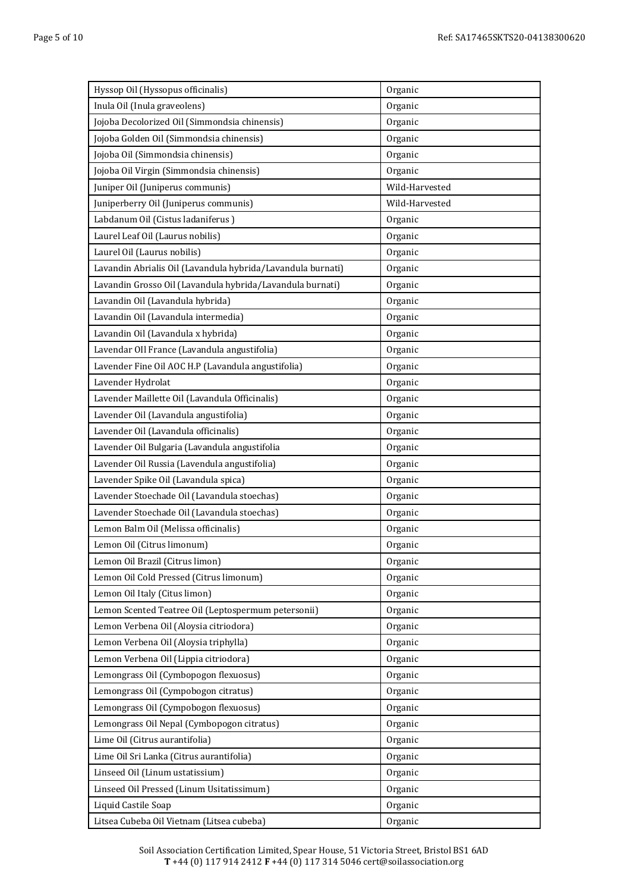| Hyssop Oil (Hyssopus officinalis) | Organic |
|---|---|
| Inula Oil (Inula graveolens) | Organic |
| Jojoba Decolorized Oil (Simmondsia chinensis) | Organic |
| Jojoba Golden Oil (Simmondsia chinensis) | Organic |
| Jojoba Oil (Simmondsia chinensis) | Organic |
| Jojoba Oil Virgin (Simmondsia chinensis) | Organic |
| Juniper Oil (Juniperus communis) | Wild-Harvested |
| Juniperberry Oil (Juniperus communis) | Wild-Harvested |
| Labdanum Oil (Cistus ladaniferus ) | Organic |
| Laurel Leaf Oil (Laurus nobilis) | Organic |
| Laurel Oil (Laurus nobilis) | Organic |
| Lavandin Abrialis Oil (Lavandula hybrida/Lavandula burnati) | Organic |
| Lavandin Grosso Oil (Lavandula hybrida/Lavandula burnati) | Organic |
| Lavandin Oil (Lavandula hybrida) | Organic |
| Lavandin Oil (Lavandula intermedia) | Organic |
| Lavandin Oil (Lavandula x hybrida) | Organic |
| Lavendar OIl France (Lavandula angustifolia) | Organic |
| Lavender Fine Oil AOC H.P (Lavandula angustifolia) | Organic |
| Lavender Hydrolat | Organic |
| Lavender Maillette Oil (Lavandula Officinalis) | Organic |
| Lavender Oil (Lavandula angustifolia) | Organic |
| Lavender Oil (Lavandula officinalis) | Organic |
| Lavender Oil Bulgaria (Lavandula angustifolia | Organic |
| Lavender Oil Russia (Lavendula angustifolia) | Organic |
| Lavender Spike Oil (Lavandula spica) | Organic |
| Lavender Stoechade Oil (Lavandula stoechas) | Organic |
| Lavender Stoechade Oil (Lavandula stoechas) | Organic |
| Lemon Balm Oil (Melissa officinalis) | Organic |
| Lemon Oil (Citrus limonum) | Organic |
| Lemon Oil Brazil (Citrus limon) | Organic |
| Lemon Oil Cold Pressed (Citrus limonum) | Organic |
| Lemon Oil Italy (Citus limon) | Organic |
| Lemon Scented Teatree Oil (Leptospermum petersonii) | Organic |
| Lemon Verbena Oil (Aloysia citriodora) | Organic |
| Lemon Verbena Oil (Aloysia triphylla) | Organic |
| Lemon Verbena Oil (Lippia citriodora) | Organic |
| Lemongrass Oil (Cymbopogon flexuosus) | Organic |
| Lemongrass Oil (Cympobogon citratus) | Organic |
| Lemongrass Oil (Cympobogon flexuosus) | Organic |
| Lemongrass Oil Nepal (Cymbopogon citratus) | Organic |
| Lime Oil (Citrus aurantifolia) | Organic |
| Lime Oil Sri Lanka (Citrus aurantifolia) | Organic |
| Linseed Oil (Linum ustatissium) | Organic |
| Linseed Oil Pressed (Linum Usitatissimum) | Organic |
| Liquid Castile Soap | Organic |
| Litsea Cubeba Oil Vietnam (Litsea cubeba) | Organic |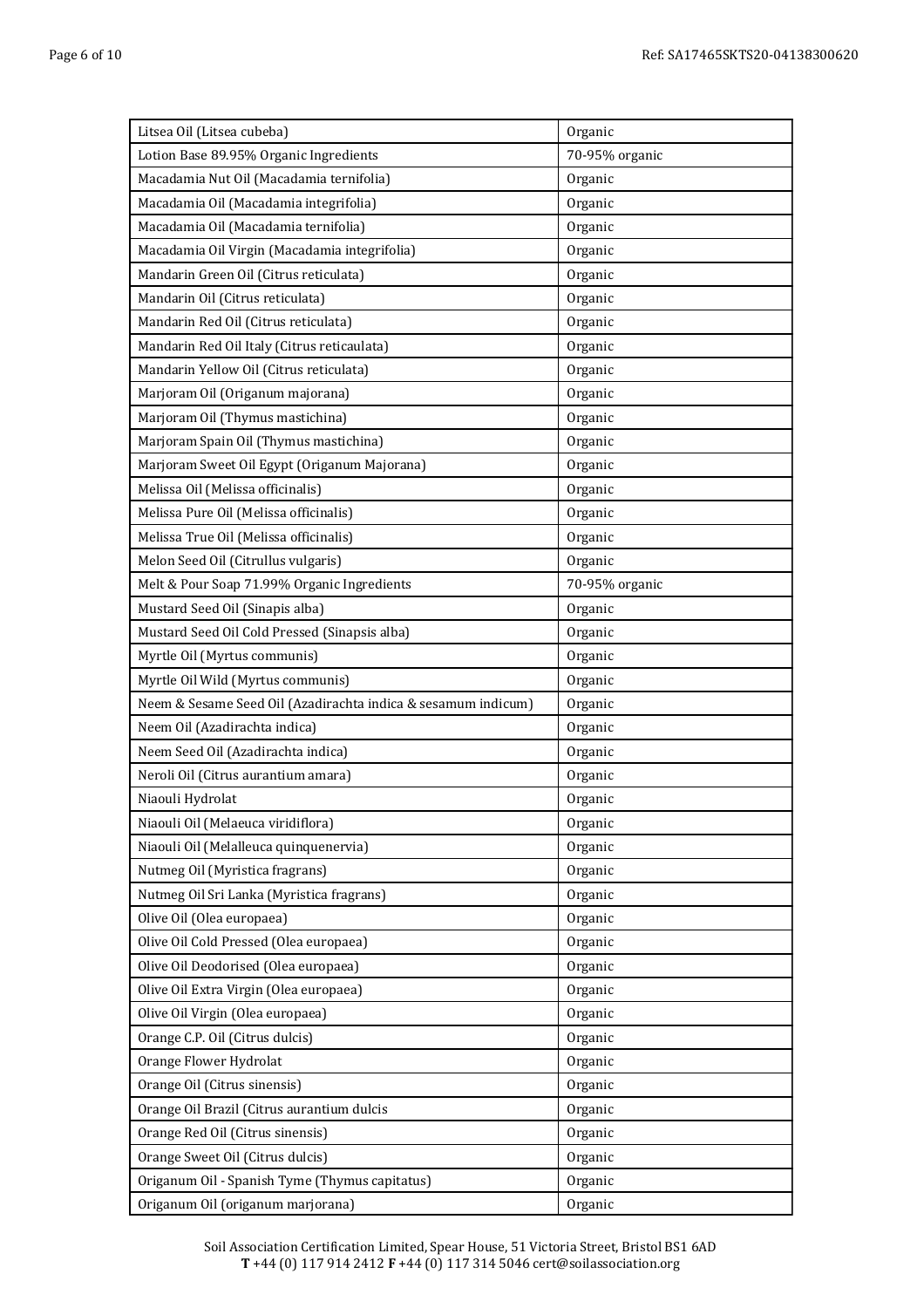| Litsea Oil (Litsea cubeba) | Organic |
|---|---|
| Lotion Base 89.95% Organic Ingredients | 70-95% organic |
| Macadamia Nut Oil (Macadamia ternifolia) | Organic |
| Macadamia Oil (Macadamia integrifolia) | Organic |
| Macadamia Oil (Macadamia ternifolia) | Organic |
| Macadamia Oil Virgin (Macadamia integrifolia) | Organic |
| Mandarin Green Oil (Citrus reticulata) | Organic |
| Mandarin Oil (Citrus reticulata) | Organic |
| Mandarin Red Oil (Citrus reticulata) | Organic |
| Mandarin Red Oil Italy (Citrus reticaulata) | Organic |
| Mandarin Yellow Oil (Citrus reticulata) | Organic |
| Marjoram Oil (Origanum majorana) | Organic |
| Marjoram Oil (Thymus mastichina) | Organic |
| Marjoram Spain Oil (Thymus mastichina) | Organic |
| Marjoram Sweet Oil Egypt (Origanum Majorana) | Organic |
| Melissa Oil (Melissa officinalis) | Organic |
| Melissa Pure Oil (Melissa officinalis) | Organic |
| Melissa True Oil (Melissa officinalis) | Organic |
| Melon Seed Oil (Citrullus vulgaris) | Organic |
| Melt & Pour Soap 71.99% Organic Ingredients | 70-95% organic |
| Mustard Seed Oil (Sinapis alba) | Organic |
| Mustard Seed Oil Cold Pressed (Sinapsis alba) | Organic |
| Myrtle Oil (Myrtus communis) | Organic |
| Myrtle Oil Wild (Myrtus communis) | Organic |
| Neem & Sesame Seed Oil (Azadirachta indica & sesamum indicum) | Organic |
| Neem Oil (Azadirachta indica) | Organic |
| Neem Seed Oil (Azadirachta indica) | Organic |
| Neroli Oil (Citrus aurantium amara) | Organic |
| Niaouli Hydrolat | Organic |
| Niaouli Oil (Melaeuca viridiflora) | Organic |
| Niaouli Oil (Melalleuca quinquenervia) | Organic |
| Nutmeg Oil (Myristica fragrans) | Organic |
| Nutmeg Oil Sri Lanka (Myristica fragrans) | Organic |
| Olive Oil (Olea europaea) | Organic |
| Olive Oil Cold Pressed (Olea europaea) | Organic |
| Olive Oil Deodorised (Olea europaea) | Organic |
| Olive Oil Extra Virgin (Olea europaea) | Organic |
| Olive Oil Virgin (Olea europaea) | Organic |
| Orange C.P. Oil (Citrus dulcis) | Organic |
| Orange Flower Hydrolat | Organic |
| Orange Oil (Citrus sinensis) | Organic |
| Orange Oil Brazil (Citrus aurantium dulcis | Organic |
| Orange Red Oil (Citrus sinensis) | Organic |
| Orange Sweet Oil (Citrus dulcis) | Organic |
| Origanum Oil - Spanish Tyme (Thymus capitatus) | Organic |
| Origanum Oil (origanum marjorana) | Organic |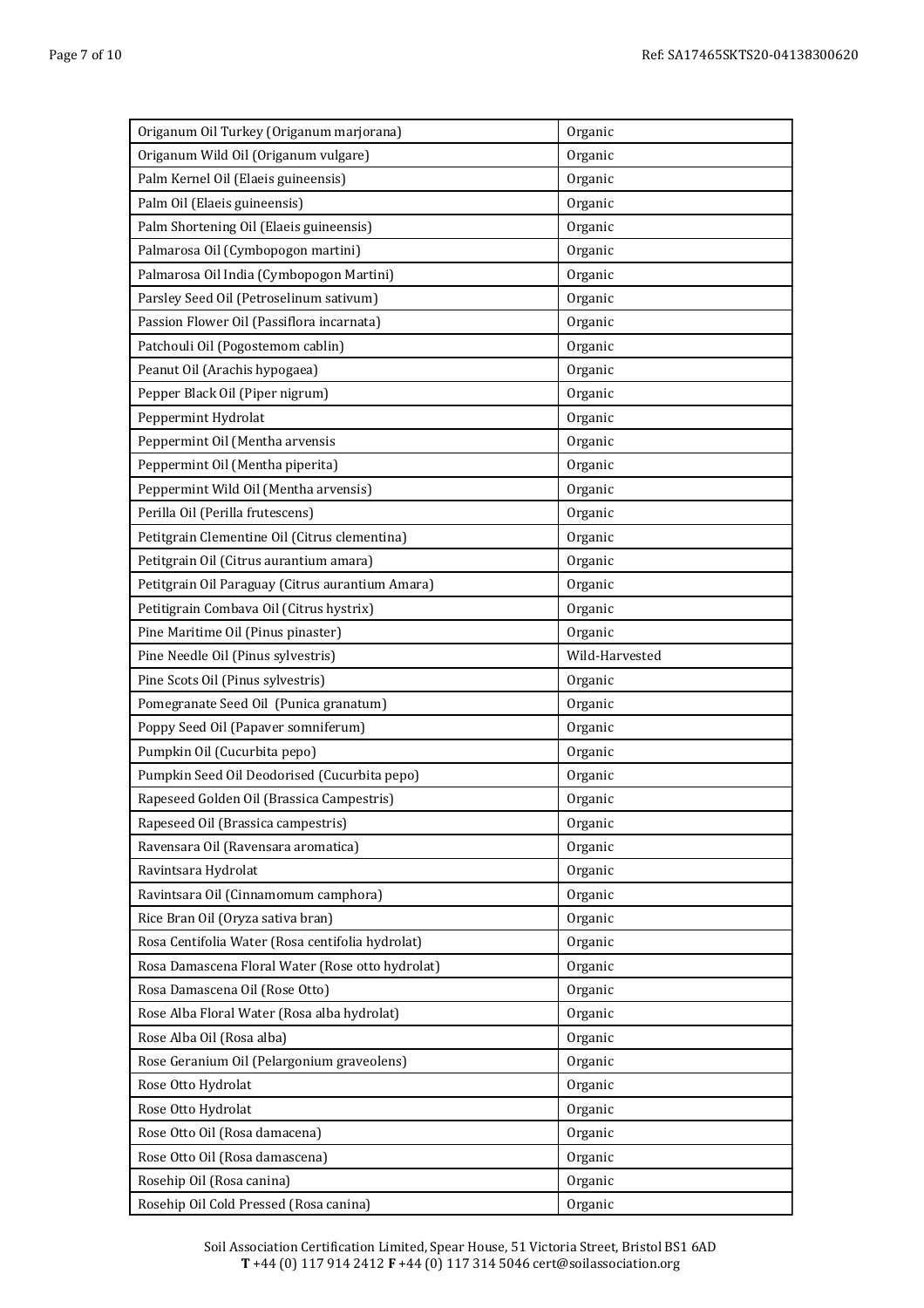| Origanum Oil Turkey (Origanum marjorana) | Organic |
|---|---|
| Origanum Wild Oil (Origanum vulgare) | Organic |
| Palm Kernel Oil (Elaeis guineensis) | Organic |
| Palm Oil (Elaeis guineensis) | Organic |
| Palm Shortening Oil (Elaeis guineensis) | Organic |
| Palmarosa Oil (Cymbopogon martini) | Organic |
| Palmarosa Oil India (Cymbopogon Martini) | Organic |
| Parsley Seed Oil (Petroselinum sativum) | Organic |
| Passion Flower Oil (Passiflora incarnata) | Organic |
| Patchouli Oil (Pogostemom cablin) | Organic |
| Peanut Oil (Arachis hypogaea) | Organic |
| Pepper Black Oil (Piper nigrum) | Organic |
| Peppermint Hydrolat | Organic |
| Peppermint Oil (Mentha arvensis | Organic |
| Peppermint Oil (Mentha piperita) | Organic |
| Peppermint Wild Oil (Mentha arvensis) | Organic |
| Perilla Oil (Perilla frutescens) | Organic |
| Petitgrain Clementine Oil (Citrus clementina) | Organic |
| Petitgrain Oil (Citrus aurantium amara) | Organic |
| Petitgrain Oil Paraguay (Citrus aurantium Amara) | Organic |
| Petitigrain Combava Oil (Citrus hystrix) | Organic |
| Pine Maritime Oil (Pinus pinaster) | Organic |
| Pine Needle Oil (Pinus sylvestris) | Wild-Harvested |
| Pine Scots Oil (Pinus sylvestris) | Organic |
| Pomegranate Seed Oil (Punica granatum) | Organic |
| Poppy Seed Oil (Papaver somniferum) | Organic |
| Pumpkin Oil (Cucurbita pepo) | Organic |
| Pumpkin Seed Oil Deodorised (Cucurbita pepo) | Organic |
| Rapeseed Golden Oil (Brassica Campestris) | Organic |
| Rapeseed Oil (Brassica campestris) | Organic |
| Ravensara Oil (Ravensara aromatica) | Organic |
| Ravintsara Hydrolat | Organic |
| Ravintsara Oil (Cinnamomum camphora) | Organic |
| Rice Bran Oil (Oryza sativa bran) | Organic |
| Rosa Centifolia Water (Rosa centifolia hydrolat) | Organic |
| Rosa Damascena Floral Water (Rose otto hydrolat) | Organic |
| Rosa Damascena Oil (Rose Otto) | Organic |
| Rose Alba Floral Water (Rosa alba hydrolat) | Organic |
| Rose Alba Oil (Rosa alba) | Organic |
| Rose Geranium Oil (Pelargonium graveolens) | Organic |
| Rose Otto Hydrolat | Organic |
| Rose Otto Hydrolat | Organic |
| Rose Otto Oil (Rosa damacena) | Organic |
| Rose Otto Oil (Rosa damascena) | Organic |
| Rosehip Oil (Rosa canina) | Organic |
| Rosehip Oil Cold Pressed (Rosa canina) | Organic |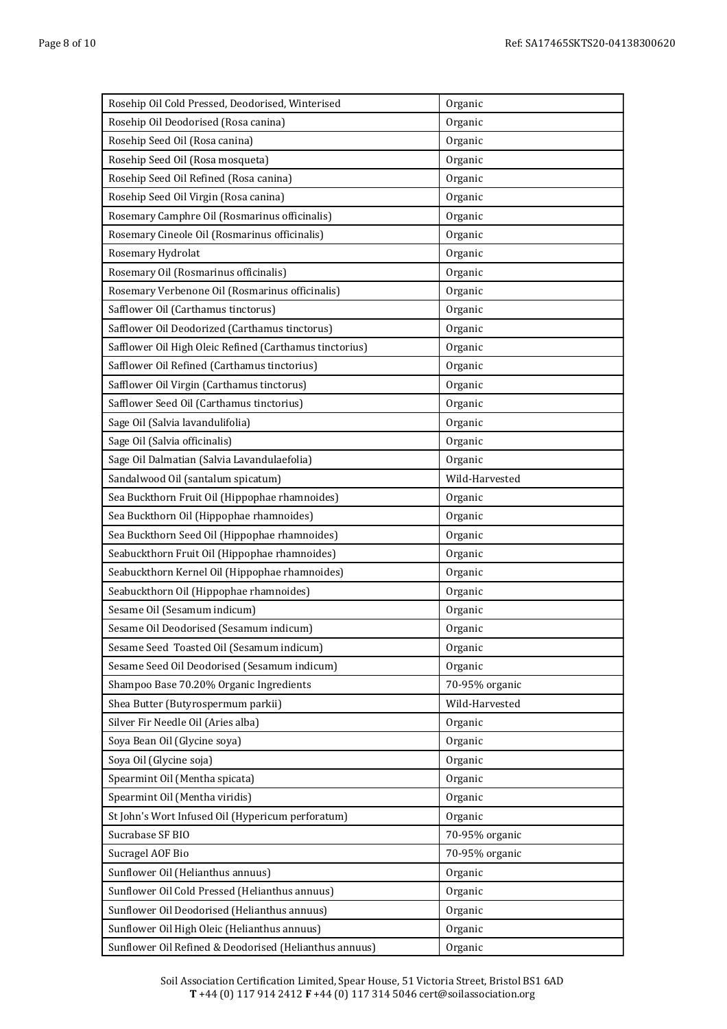| Rosehip Oil Cold Pressed, Deodorised, Winterised | Organic |
|---|---|
| Rosehip Oil Deodorised (Rosa canina) | Organic |
| Rosehip Seed Oil (Rosa canina) | Organic |
| Rosehip Seed Oil (Rosa mosqueta) | Organic |
| Rosehip Seed Oil Refined (Rosa canina) | Organic |
| Rosehip Seed Oil Virgin (Rosa canina) | Organic |
| Rosemary Camphre Oil (Rosmarinus officinalis) | Organic |
| Rosemary Cineole Oil (Rosmarinus officinalis) | Organic |
| Rosemary Hydrolat | Organic |
| Rosemary Oil (Rosmarinus officinalis) | Organic |
| Rosemary Verbenone Oil (Rosmarinus officinalis) | Organic |
| Safflower Oil (Carthamus tinctorus) | Organic |
| Safflower Oil Deodorized (Carthamus tinctorus) | Organic |
| Safflower Oil High Oleic Refined (Carthamus tinctorius) | Organic |
| Safflower Oil Refined (Carthamus tinctorius) | Organic |
| Safflower Oil Virgin (Carthamus tinctorus) | Organic |
| Safflower Seed Oil (Carthamus tinctorius) | Organic |
| Sage Oil (Salvia lavandulifolia) | Organic |
| Sage Oil (Salvia officinalis) | Organic |
| Sage Oil Dalmatian (Salvia Lavandulaefolia) | Organic |
| Sandalwood Oil (santalum spicatum) | Wild-Harvested |
| Sea Buckthorn Fruit Oil (Hippophae rhamnoides) | Organic |
| Sea Buckthorn Oil (Hippophae rhamnoides) | Organic |
| Sea Buckthorn Seed Oil (Hippophae rhamnoides) | Organic |
| Seabuckthorn Fruit Oil (Hippophae rhamnoides) | Organic |
| Seabuckthorn Kernel Oil (Hippophae rhamnoides) | Organic |
| Seabuckthorn Oil (Hippophae rhamnoides) | Organic |
| Sesame Oil (Sesamum indicum) | Organic |
| Sesame Oil Deodorised (Sesamum indicum) | Organic |
| Sesame Seed Toasted Oil (Sesamum indicum) | Organic |
| Sesame Seed Oil Deodorised (Sesamum indicum) | Organic |
| Shampoo Base 70.20% Organic Ingredients | 70-95% organic |
| Shea Butter (Butyrospermum parkii) | Wild-Harvested |
| Silver Fir Needle Oil (Aries alba) | Organic |
| Soya Bean Oil (Glycine soya) | Organic |
| Soya Oil (Glycine soja) | Organic |
| Spearmint Oil (Mentha spicata) | Organic |
| Spearmint Oil (Mentha viridis) | Organic |
| St John's Wort Infused Oil (Hypericum perforatum) | Organic |
| Sucrabase SF BIO | 70-95% organic |
| Sucragel AOF Bio | 70-95% organic |
| Sunflower Oil (Helianthus annuus) | Organic |
| Sunflower Oil Cold Pressed (Helianthus annuus) | Organic |
| Sunflower Oil Deodorised (Helianthus annuus) | Organic |
| Sunflower Oil High Oleic (Helianthus annuus) | Organic |
| Sunflower Oil Refined & Deodorised (Helianthus annuus) | Organic |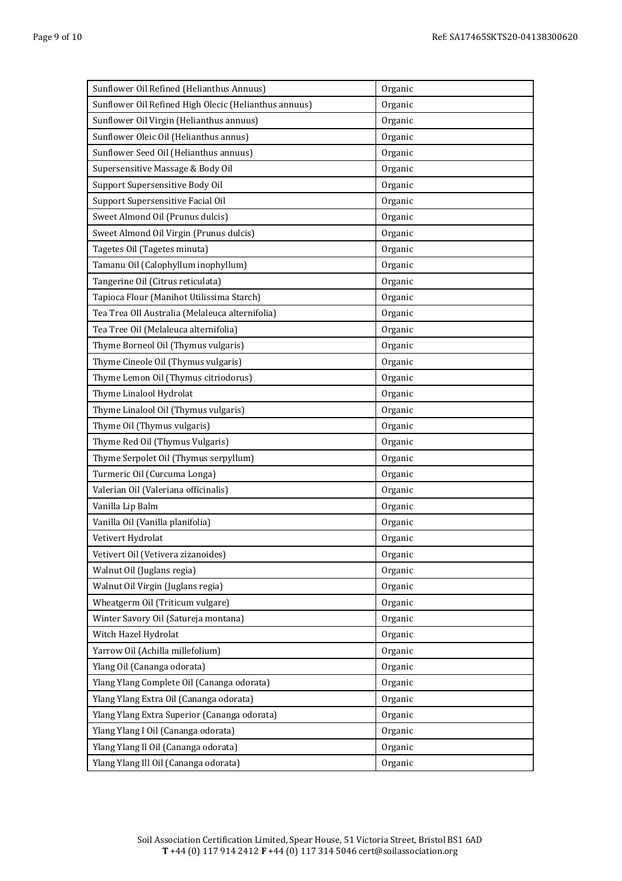| Sunflower Oil Refined (Helianthus Annuus) | Organic |
|---|---|
| Sunflower Oil Refined High Olecic (Helianthus annuus) | Organic |
| Sunflower Oil Virgin (Helianthus annuus) | Organic |
| Sunflower Oleic Oil (Helianthus annus) | Organic |
| Sunflower Seed Oil (Helianthus annuus) | Organic |
| Supersensitive Massage & Body Oil | Organic |
| Support Supersensitive Body Oil | Organic |
| Support Supersensitive Facial Oil | Organic |
| Sweet Almond Oil (Prunus dulcis) | Organic |
| Sweet Almond Oil Virgin (Prunus dulcis) | Organic |
| Tagetes Oil (Tagetes minuta) | Organic |
| Tamanu Oil (Calophyllum inophyllum) | Organic |
| Tangerine Oil (Citrus reticulata) | Organic |
| Tapioca Flour (Manihot Utilissima Starch) | Organic |
| Tea Trea OIl Australia (Melaleuca alternifolia) | Organic |
| Tea Tree Oil (Melaleuca alternifolia) | Organic |
| Thyme Borneol Oil (Thymus vulgaris) | Organic |
| Thyme Cineole Oil (Thymus vulgaris) | Organic |
| Thyme Lemon Oil (Thymus citriodorus) | Organic |
| Thyme Linalool Hydrolat | Organic |
| Thyme Linalool Oil (Thymus vulgaris) | Organic |
| Thyme Oil (Thymus vulgaris) | Organic |
| Thyme Red Oil (Thymus Vulgaris) | Organic |
| Thyme Serpolet Oil (Thymus serpyllum) | Organic |
| Turmeric Oil (Curcuma Longa) | Organic |
| Valerian Oil (Valeriana officinalis) | Organic |
| Vanilla Lip Balm | Organic |
| Vanilla Oil (Vanilla planifolia) | Organic |
| Vetivert Hydrolat | Organic |
| Vetivert Oil (Vetivera zizanoides) | Organic |
| Walnut Oil (Juglans regia) | Organic |
| Walnut Oil Virgin (Juglans regia) | Organic |
| Wheatgerm Oil (Triticum vulgare) | Organic |
| Winter Savory Oil (Satureja montana) | Organic |
| Witch Hazel Hydrolat | Organic |
| Yarrow Oil (Achilla millefolium) | Organic |
| Ylang Oil (Cananga odorata) | Organic |
| Ylang Ylang Complete Oil (Cananga odorata) | Organic |
| Ylang Ylang Extra Oil (Cananga odorata) | Organic |
| Ylang Ylang Extra Superior (Cananga odorata) | Organic |
| Ylang Ylang I Oil (Cananga odorata) | Organic |
| Ylang Ylang Il Oil (Cananga odorata) | Organic |
| Ylang Ylang Ill Oil (Cananga odorata) | Organic |

Soil Association Certification Limited, Spear House, 51 Victoria Street, Bristol BS1 6AD
**T** +44 (0) 117 914 2412 **F** +44 (0) 117 314 5046 cert@soilassociation.org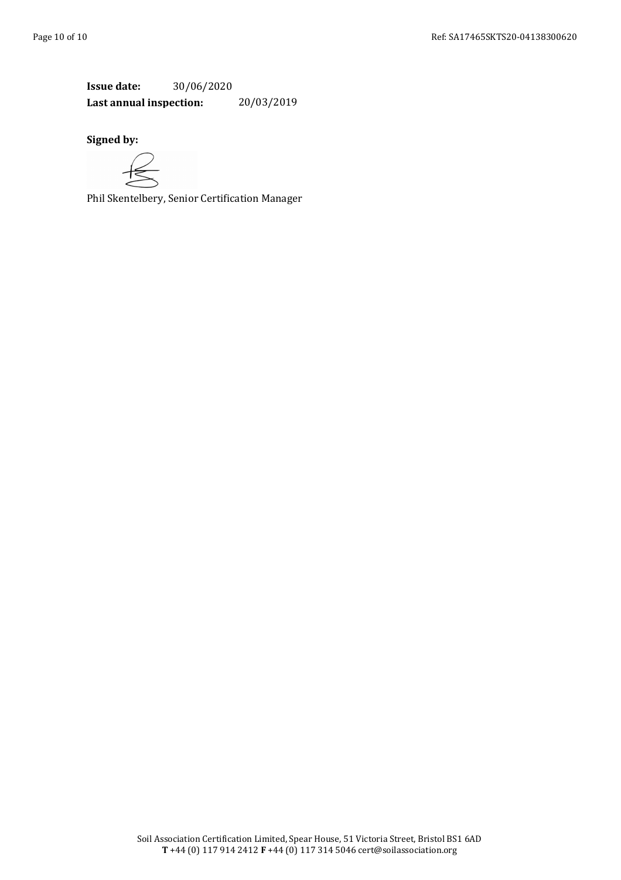**Issue date:** 30/06/2020

**Last annual inspection:** 20/03/2019

**Signed by:**

Phil Skentelbery, Senior Certification Manager

Soil Association Certification Limited, Spear House, 51 Victoria Street, Bristol BS1 6AD
**T** +44 (0) 117 914 2412 **F** +44 (0) 117 314 5046 cert@soilassociation.org